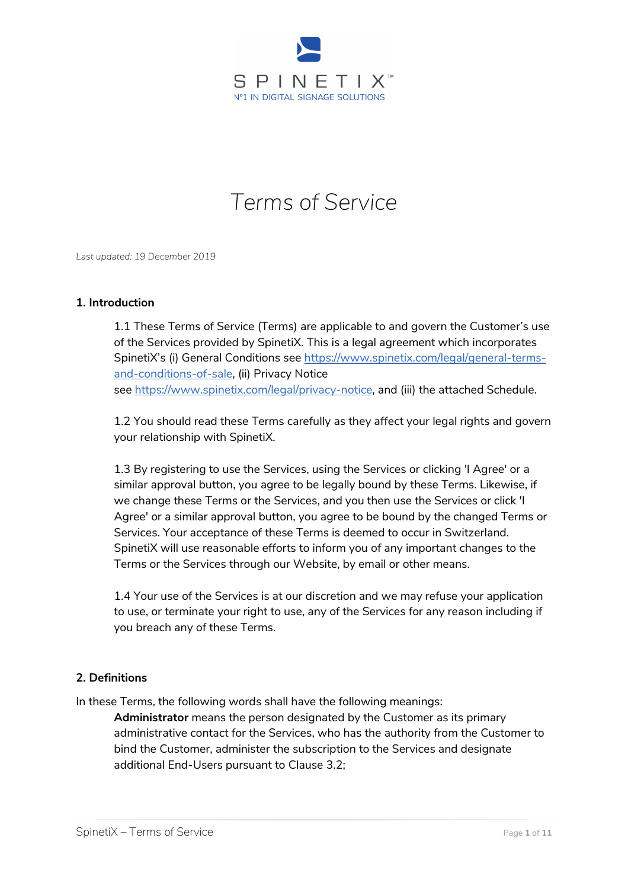SPINETIX™

N°1 IN DIGITAL SIGNAGE SOLUTIONS

# Terms of Service

*Last updated: 19 December 2019*

## 1. Introduction

1.1 These Terms of Service (Terms) are applicable to and govern the Customer's use of the Services provided by SpinetiX. This is a legal agreement which incorporates SpinetiX's (i) General Conditions see https://www.spinetix.com/legal/general-terms-and-conditions-of-sale, (ii) Privacy Notice see https://www.spinetix.com/legal/privacy-notice, and (iii) the attached Schedule.

1.2 You should read these Terms carefully as they affect your legal rights and govern your relationship with SpinetiX.

1.3 By registering to use the Services, using the Services or clicking 'I Agree' or a similar approval button, you agree to be legally bound by these Terms. Likewise, if we change these Terms or the Services, and you then use the Services or click 'I Agree' or a similar approval button, you agree to be bound by the changed Terms or Services. Your acceptance of these Terms is deemed to occur in Switzerland. SpinetiX will use reasonable efforts to inform you of any important changes to the Terms or the Services through our Website, by email or other means.

1.4 Your use of the Services is at our discretion and we may refuse your application to use, or terminate your right to use, any of the Services for any reason including if you breach any of these Terms.

## 2. Definitions

In these Terms, the following words shall have the following meanings:

**Administrator** means the person designated by the Customer as its primary administrative contact for the Services, who has the authority from the Customer to bind the Customer, administer the subscription to the Services and designate additional End-Users pursuant to Clause 3.2;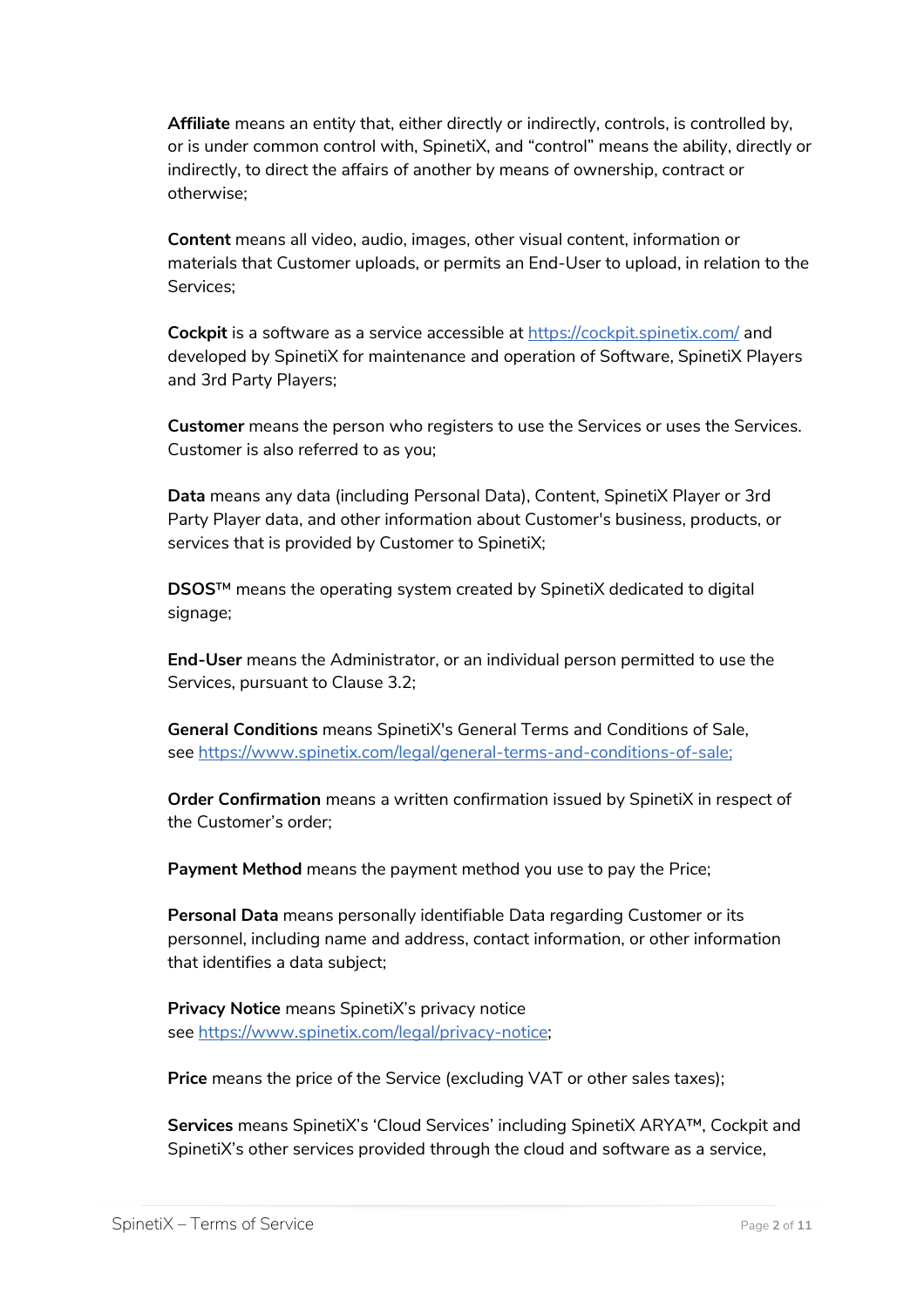**Affiliate** means an entity that, either directly or indirectly, controls, is controlled by, or is under common control with, SpinetiX, and "control" means the ability, directly or indirectly, to direct the affairs of another by means of ownership, contract or otherwise;

**Content** means all video, audio, images, other visual content, information or materials that Customer uploads, or permits an End-User to upload, in relation to the Services;

**Cockpit** is a software as a service accessible at https://cockpit.spinetix.com/ and developed by SpinetiX for maintenance and operation of Software, SpinetiX Players and 3rd Party Players;

**Customer** means the person who registers to use the Services or uses the Services. Customer is also referred to as you;

**Data** means any data (including Personal Data), Content, SpinetiX Player or 3rd Party Player data, and other information about Customer's business, products, or services that is provided by Customer to SpinetiX;

**DSOS™** means the operating system created by SpinetiX dedicated to digital signage;

**End-User** means the Administrator, or an individual person permitted to use the Services, pursuant to Clause 3.2;

**General Conditions** means SpinetiX's General Terms and Conditions of Sale, see https://www.spinetix.com/legal/general-terms-and-conditions-of-sale;

**Order Confirmation** means a written confirmation issued by SpinetiX in respect of the Customer's order;

**Payment Method** means the payment method you use to pay the Price;

**Personal Data** means personally identifiable Data regarding Customer or its personnel, including name and address, contact information, or other information that identifies a data subject;

**Privacy Notice** means SpinetiX's privacy notice see https://www.spinetix.com/legal/privacy-notice;

**Price** means the price of the Service (excluding VAT or other sales taxes);

**Services** means SpinetiX's 'Cloud Services' including SpinetiX ARYA™, Cockpit and SpinetiX's other services provided through the cloud and software as a service,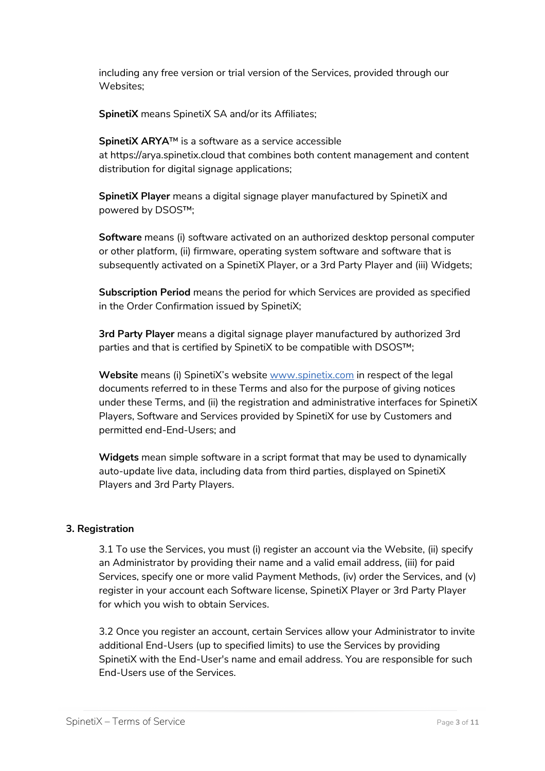including any free version or trial version of the Services, provided through our Websites;

**SpinetiX** means SpinetiX SA and/or its Affiliates;

**SpinetiX ARYA™** is a software as a service accessible at https://arya.spinetix.cloud that combines both content management and content distribution for digital signage applications;

**SpinetiX Player** means a digital signage player manufactured by SpinetiX and powered by DSOS™;

**Software** means (i) software activated on an authorized desktop personal computer or other platform, (ii) firmware, operating system software and software that is subsequently activated on a SpinetiX Player, or a 3rd Party Player and (iii) Widgets;

**Subscription Period** means the period for which Services are provided as specified in the Order Confirmation issued by SpinetiX;

**3rd Party Player** means a digital signage player manufactured by authorized 3rd parties and that is certified by SpinetiX to be compatible with DSOS™;

**Website** means (i) SpinetiX's website [www.spinetix.com](http://www.spinetix.com) in respect of the legal documents referred to in these Terms and also for the purpose of giving notices under these Terms, and (ii) the registration and administrative interfaces for SpinetiX Players, Software and Services provided by SpinetiX for use by Customers and permitted end-End-Users; and

**Widgets** mean simple software in a script format that may be used to dynamically auto-update live data, including data from third parties, displayed on SpinetiX Players and 3rd Party Players.

### 3. Registration

3.1 To use the Services, you must (i) register an account via the Website, (ii) specify an Administrator by providing their name and a valid email address, (iii) for paid Services, specify one or more valid Payment Methods, (iv) order the Services, and (v) register in your account each Software license, SpinetiX Player or 3rd Party Player for which you wish to obtain Services.

3.2 Once you register an account, certain Services allow your Administrator to invite additional End-Users (up to specified limits) to use the Services by providing SpinetiX with the End-User's name and email address. You are responsible for such End-Users use of the Services.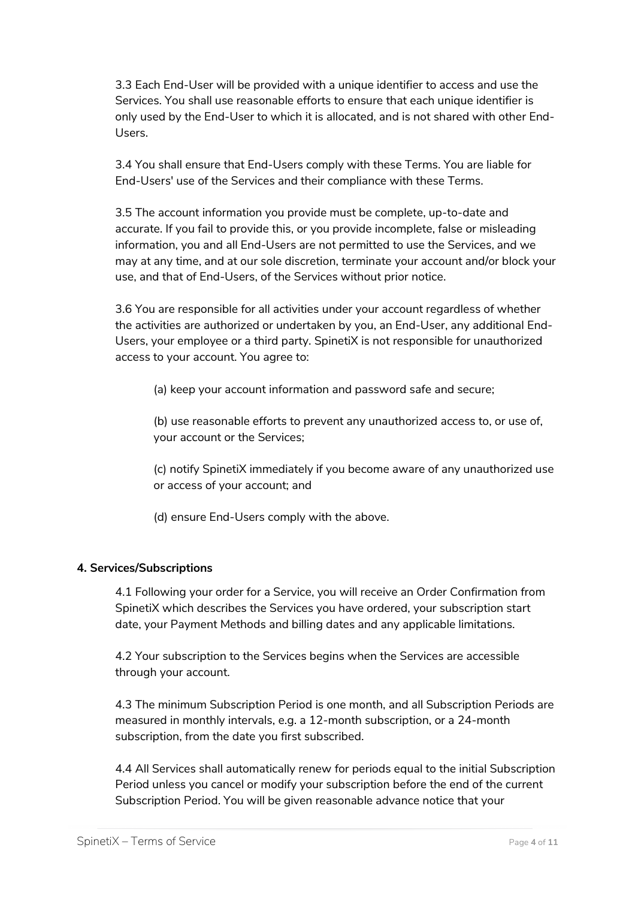3.3 Each End-User will be provided with a unique identifier to access and use the Services. You shall use reasonable efforts to ensure that each unique identifier is only used by the End-User to which it is allocated, and is not shared with other End-Users.

3.4 You shall ensure that End-Users comply with these Terms. You are liable for End-Users' use of the Services and their compliance with these Terms.

3.5 The account information you provide must be complete, up-to-date and accurate. If you fail to provide this, or you provide incomplete, false or misleading information, you and all End-Users are not permitted to use the Services, and we may at any time, and at our sole discretion, terminate your account and/or block your use, and that of End-Users, of the Services without prior notice.

3.6 You are responsible for all activities under your account regardless of whether the activities are authorized or undertaken by you, an End-User, any additional End-Users, your employee or a third party. SpinetiX is not responsible for unauthorized access to your account. You agree to:

(a) keep your account information and password safe and secure;

(b) use reasonable efforts to prevent any unauthorized access to, or use of, your account or the Services;

(c) notify SpinetiX immediately if you become aware of any unauthorized use or access of your account; and

(d) ensure End-Users comply with the above.

**4. Services/Subscriptions**

4.1 Following your order for a Service, you will receive an Order Confirmation from SpinetiX which describes the Services you have ordered, your subscription start date, your Payment Methods and billing dates and any applicable limitations.

4.2 Your subscription to the Services begins when the Services are accessible through your account.

4.3 The minimum Subscription Period is one month, and all Subscription Periods are measured in monthly intervals, e.g. a 12-month subscription, or a 24-month subscription, from the date you first subscribed.

4.4 All Services shall automatically renew for periods equal to the initial Subscription Period unless you cancel or modify your subscription before the end of the current Subscription Period. You will be given reasonable advance notice that your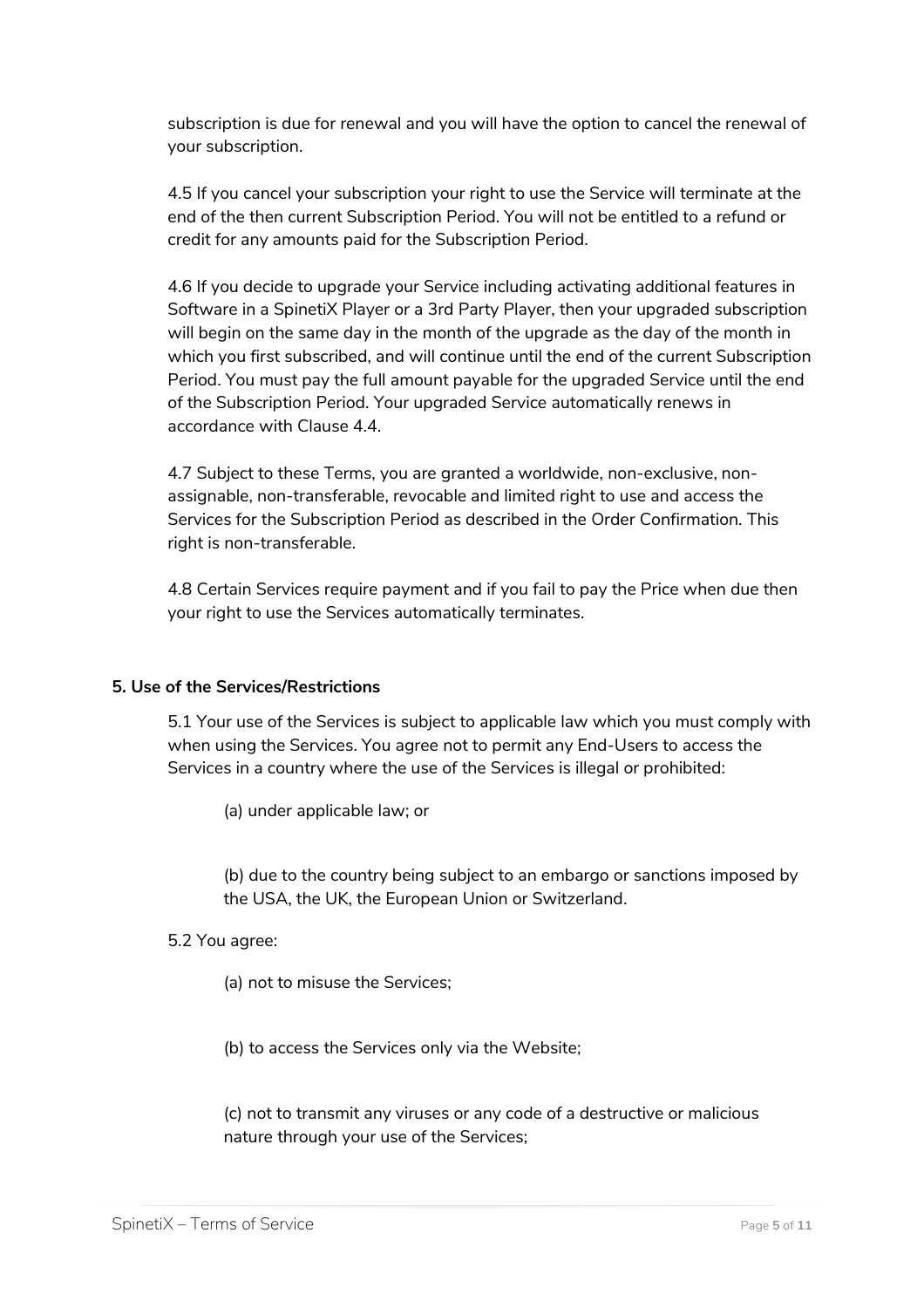subscription is due for renewal and you will have the option to cancel the renewal of your subscription.

4.5 If you cancel your subscription your right to use the Service will terminate at the end of the then current Subscription Period. You will not be entitled to a refund or credit for any amounts paid for the Subscription Period.

4.6 If you decide to upgrade your Service including activating additional features in Software in a SpinetiX Player or a 3rd Party Player, then your upgraded subscription will begin on the same day in the month of the upgrade as the day of the month in which you first subscribed, and will continue until the end of the current Subscription Period. You must pay the full amount payable for the upgraded Service until the end of the Subscription Period. Your upgraded Service automatically renews in accordance with Clause 4.4.

4.7 Subject to these Terms, you are granted a worldwide, non-exclusive, non-assignable, non-transferable, revocable and limited right to use and access the Services for the Subscription Period as described in the Order Confirmation. This right is non-transferable.

4.8 Certain Services require payment and if you fail to pay the Price when due then your right to use the Services automatically terminates.

**5. Use of the Services/Restrictions**

5.1 Your use of the Services is subject to applicable law which you must comply with when using the Services. You agree not to permit any End-Users to access the Services in a country where the use of the Services is illegal or prohibited:

(a) under applicable law; or

(b) due to the country being subject to an embargo or sanctions imposed by the USA, the UK, the European Union or Switzerland.

5.2 You agree:

(a) not to misuse the Services;

(b) to access the Services only via the Website;

(c) not to transmit any viruses or any code of a destructive or malicious nature through your use of the Services;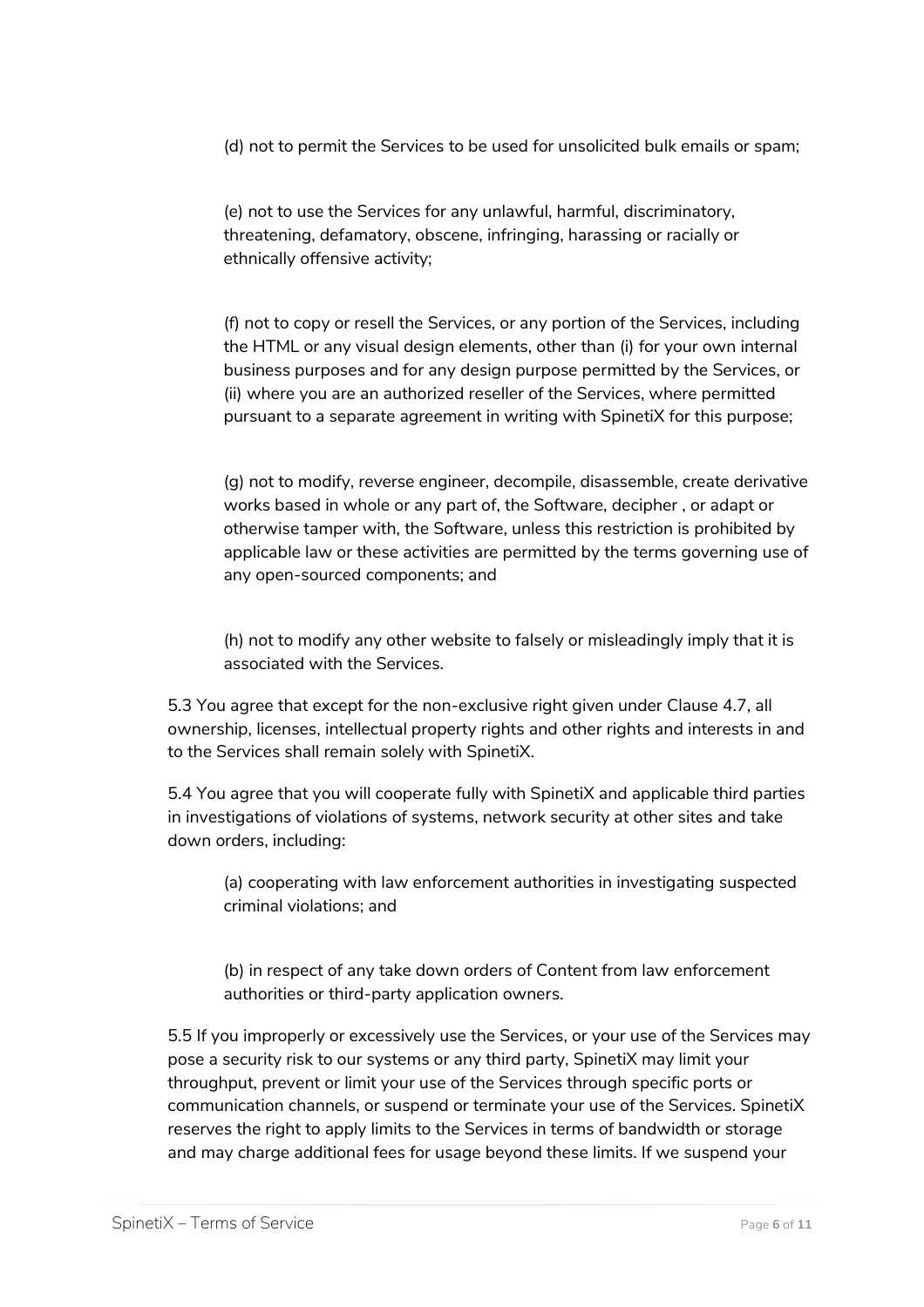(d) not to permit the Services to be used for unsolicited bulk emails or spam;

(e) not to use the Services for any unlawful, harmful, discriminatory, threatening, defamatory, obscene, infringing, harassing or racially or ethnically offensive activity;

(f) not to copy or resell the Services, or any portion of the Services, including the HTML or any visual design elements, other than (i) for your own internal business purposes and for any design purpose permitted by the Services, or (ii) where you are an authorized reseller of the Services, where permitted pursuant to a separate agreement in writing with SpinetiX for this purpose;

(g) not to modify, reverse engineer, decompile, disassemble, create derivative works based in whole or any part of, the Software, decipher , or adapt or otherwise tamper with, the Software, unless this restriction is prohibited by applicable law or these activities are permitted by the terms governing use of any open-sourced components; and

(h) not to modify any other website to falsely or misleadingly imply that it is associated with the Services.

5.3 You agree that except for the non-exclusive right given under Clause 4.7, all ownership, licenses, intellectual property rights and other rights and interests in and to the Services shall remain solely with SpinetiX.

5.4 You agree that you will cooperate fully with SpinetiX and applicable third parties in investigations of violations of systems, network security at other sites and take down orders, including:

(a) cooperating with law enforcement authorities in investigating suspected criminal violations; and

(b) in respect of any take down orders of Content from law enforcement authorities or third-party application owners.

5.5 If you improperly or excessively use the Services, or your use of the Services may pose a security risk to our systems or any third party, SpinetiX may limit your throughput, prevent or limit your use of the Services through specific ports or communication channels, or suspend or terminate your use of the Services. SpinetiX reserves the right to apply limits to the Services in terms of bandwidth or storage and may charge additional fees for usage beyond these limits. If we suspend your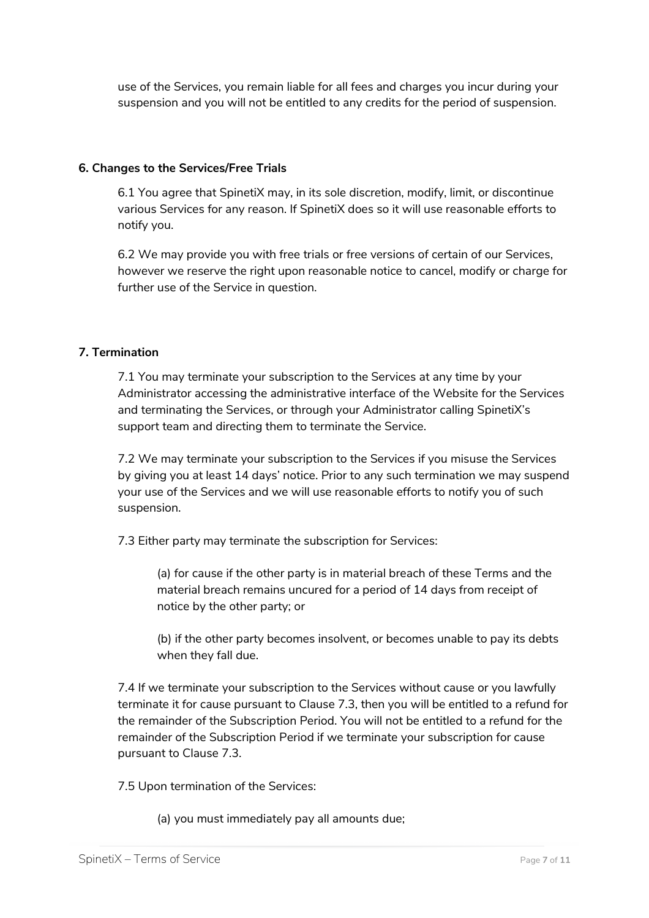use of the Services, you remain liable for all fees and charges you incur during your suspension and you will not be entitled to any credits for the period of suspension.

**6. Changes to the Services/Free Trials**

6.1 You agree that SpinetiX may, in its sole discretion, modify, limit, or discontinue various Services for any reason. If SpinetiX does so it will use reasonable efforts to notify you.

6.2 We may provide you with free trials or free versions of certain of our Services, however we reserve the right upon reasonable notice to cancel, modify or charge for further use of the Service in question.

**7. Termination**

7.1 You may terminate your subscription to the Services at any time by your Administrator accessing the administrative interface of the Website for the Services and terminating the Services, or through your Administrator calling SpinetiX's support team and directing them to terminate the Service.

7.2 We may terminate your subscription to the Services if you misuse the Services by giving you at least 14 days' notice. Prior to any such termination we may suspend your use of the Services and we will use reasonable efforts to notify you of such suspension.

7.3 Either party may terminate the subscription for Services:

(a) for cause if the other party is in material breach of these Terms and the material breach remains uncured for a period of 14 days from receipt of notice by the other party; or

(b) if the other party becomes insolvent, or becomes unable to pay its debts when they fall due.

7.4 If we terminate your subscription to the Services without cause or you lawfully terminate it for cause pursuant to Clause 7.3, then you will be entitled to a refund for the remainder of the Subscription Period. You will not be entitled to a refund for the remainder of the Subscription Period if we terminate your subscription for cause pursuant to Clause 7.3.

7.5 Upon termination of the Services:

(a) you must immediately pay all amounts due;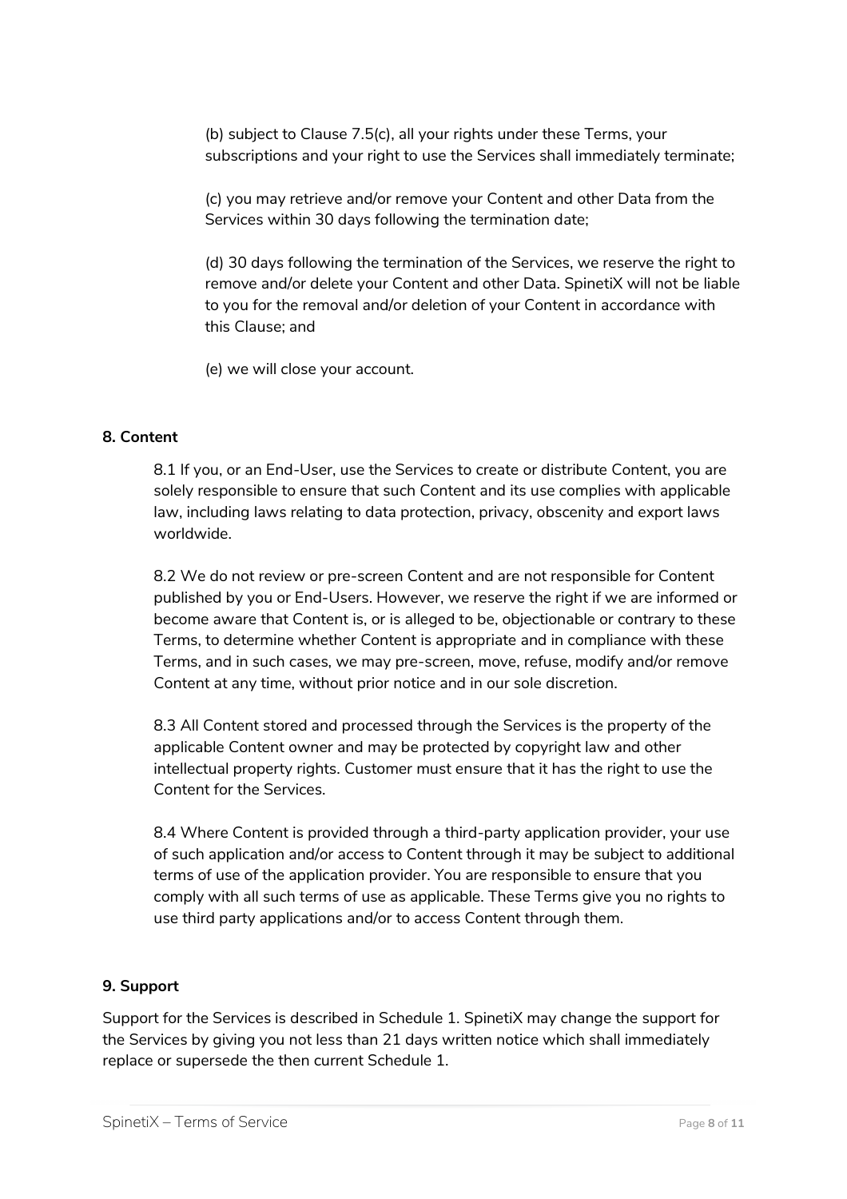(b) subject to Clause 7.5(c), all your rights under these Terms, your subscriptions and your right to use the Services shall immediately terminate;

(c) you may retrieve and/or remove your Content and other Data from the Services within 30 days following the termination date;

(d) 30 days following the termination of the Services, we reserve the right to remove and/or delete your Content and other Data. SpinetiX will not be liable to you for the removal and/or deletion of your Content in accordance with this Clause; and

(e) we will close your account.

**8. Content**

8.1 If you, or an End-User, use the Services to create or distribute Content, you are solely responsible to ensure that such Content and its use complies with applicable law, including laws relating to data protection, privacy, obscenity and export laws worldwide.

8.2 We do not review or pre-screen Content and are not responsible for Content published by you or End-Users. However, we reserve the right if we are informed or become aware that Content is, or is alleged to be, objectionable or contrary to these Terms, to determine whether Content is appropriate and in compliance with these Terms, and in such cases, we may pre-screen, move, refuse, modify and/or remove Content at any time, without prior notice and in our sole discretion.

8.3 All Content stored and processed through the Services is the property of the applicable Content owner and may be protected by copyright law and other intellectual property rights. Customer must ensure that it has the right to use the Content for the Services.

8.4 Where Content is provided through a third-party application provider, your use of such application and/or access to Content through it may be subject to additional terms of use of the application provider. You are responsible to ensure that you comply with all such terms of use as applicable. These Terms give you no rights to use third party applications and/or to access Content through them.

**9. Support**

Support for the Services is described in Schedule 1. SpinetiX may change the support for the Services by giving you not less than 21 days written notice which shall immediately replace or supersede the then current Schedule 1.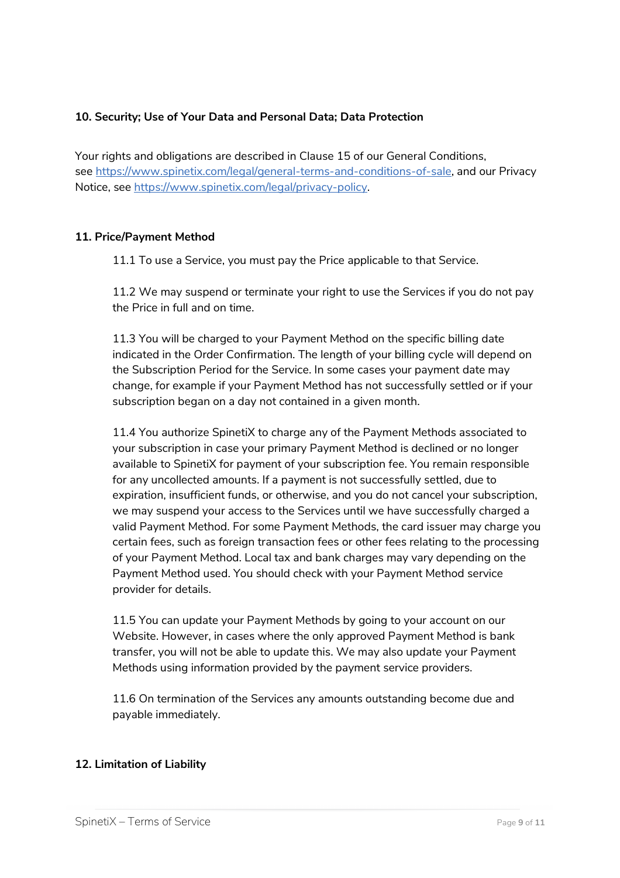**10. Security; Use of Your Data and Personal Data; Data Protection**

Your rights and obligations are described in Clause 15 of our General Conditions, see [https://www.spinetix.com/legal/general-terms-and-conditions-of-sale](https://www.spinetix.com/legal/general-terms-and-conditions-of-sale), and our Privacy Notice, see [https://www.spinetix.com/legal/privacy-policy](https://www.spinetix.com/legal/privacy-policy).

**11. Price/Payment Method**

11.1 To use a Service, you must pay the Price applicable to that Service.

11.2 We may suspend or terminate your right to use the Services if you do not pay the Price in full and on time.

11.3 You will be charged to your Payment Method on the specific billing date indicated in the Order Confirmation. The length of your billing cycle will depend on the Subscription Period for the Service. In some cases your payment date may change, for example if your Payment Method has not successfully settled or if your subscription began on a day not contained in a given month.

11.4 You authorize SpinetiX to charge any of the Payment Methods associated to your subscription in case your primary Payment Method is declined or no longer available to SpinetiX for payment of your subscription fee. You remain responsible for any uncollected amounts. If a payment is not successfully settled, due to expiration, insufficient funds, or otherwise, and you do not cancel your subscription, we may suspend your access to the Services until we have successfully charged a valid Payment Method. For some Payment Methods, the card issuer may charge you certain fees, such as foreign transaction fees or other fees relating to the processing of your Payment Method. Local tax and bank charges may vary depending on the Payment Method used. You should check with your Payment Method service provider for details.

11.5 You can update your Payment Methods by going to your account on our Website. However, in cases where the only approved Payment Method is bank transfer, you will not be able to update this. We may also update your Payment Methods using information provided by the payment service providers.

11.6 On termination of the Services any amounts outstanding become due and payable immediately.

**12. Limitation of Liability**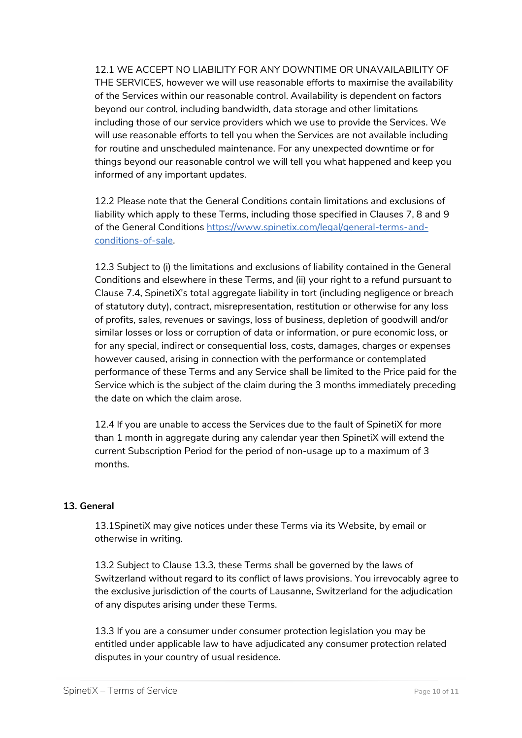12.1 WE ACCEPT NO LIABILITY FOR ANY DOWNTIME OR UNAVAILABILITY OF THE SERVICES, however we will use reasonable efforts to maximise the availability of the Services within our reasonable control. Availability is dependent on factors beyond our control, including bandwidth, data storage and other limitations including those of our service providers which we use to provide the Services. We will use reasonable efforts to tell you when the Services are not available including for routine and unscheduled maintenance. For any unexpected downtime or for things beyond our reasonable control we will tell you what happened and keep you informed of any important updates.

12.2 Please note that the General Conditions contain limitations and exclusions of liability which apply to these Terms, including those specified in Clauses 7, 8 and 9 of the General Conditions [https://www.spinetix.com/legal/general-terms-and-conditions-of-sale](https://www.spinetix.com/legal/general-terms-and-conditions-of-sale).

12.3 Subject to (i) the limitations and exclusions of liability contained in the General Conditions and elsewhere in these Terms, and (ii) your right to a refund pursuant to Clause 7.4, SpinetiX's total aggregate liability in tort (including negligence or breach of statutory duty), contract, misrepresentation, restitution or otherwise for any loss of profits, sales, revenues or savings, loss of business, depletion of goodwill and/or similar losses or loss or corruption of data or information, or pure economic loss, or for any special, indirect or consequential loss, costs, damages, charges or expenses however caused, arising in connection with the performance or contemplated performance of these Terms and any Service shall be limited to the Price paid for the Service which is the subject of the claim during the 3 months immediately preceding the date on which the claim arose.

12.4 If you are unable to access the Services due to the fault of SpinetiX for more than 1 month in aggregate during any calendar year then SpinetiX will extend the current Subscription Period for the period of non-usage up to a maximum of 3 months.

## 13. General

13.1SpinetiX may give notices under these Terms via its Website, by email or otherwise in writing.

13.2 Subject to Clause 13.3, these Terms shall be governed by the laws of Switzerland without regard to its conflict of laws provisions. You irrevocably agree to the exclusive jurisdiction of the courts of Lausanne, Switzerland for the adjudication of any disputes arising under these Terms.

13.3 If you are a consumer under consumer protection legislation you may be entitled under applicable law to have adjudicated any consumer protection related disputes in your country of usual residence.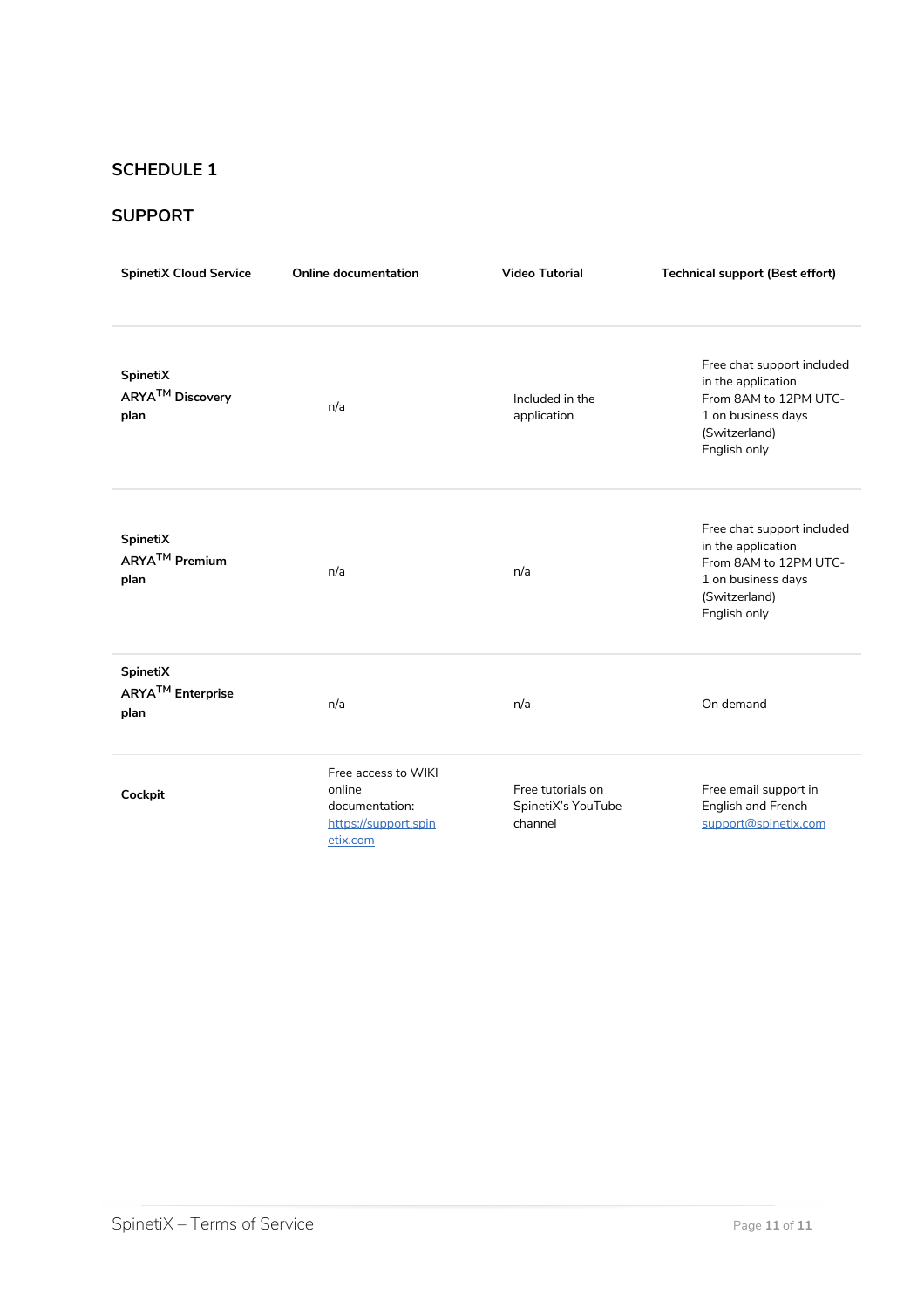## SCHEDULE 1

## SUPPORT

| SpinetiX Cloud Service | Online documentation | Video Tutorial | Technical support (Best effort) |
|---|---|---|---|
| **SpinetiX ARYA™ Discovery plan** | n/a | Included in the application | Free chat support included in the application From 8AM to 12PM UTC-1 on business days (Switzerland) English only |
| **SpinetiX ARYA™ Premium plan** | n/a | n/a | Free chat support included in the application From 8AM to 12PM UTC-1 on business days (Switzerland) English only |
| **SpinetiX ARYA™ Enterprise plan** | n/a | n/a | On demand |
| **Cockpit** | Free access to WIKI online documentation: https://support.spinetix.com | Free tutorials on SpinetiX's YouTube channel | Free email support in English and French support@spinetix.com |